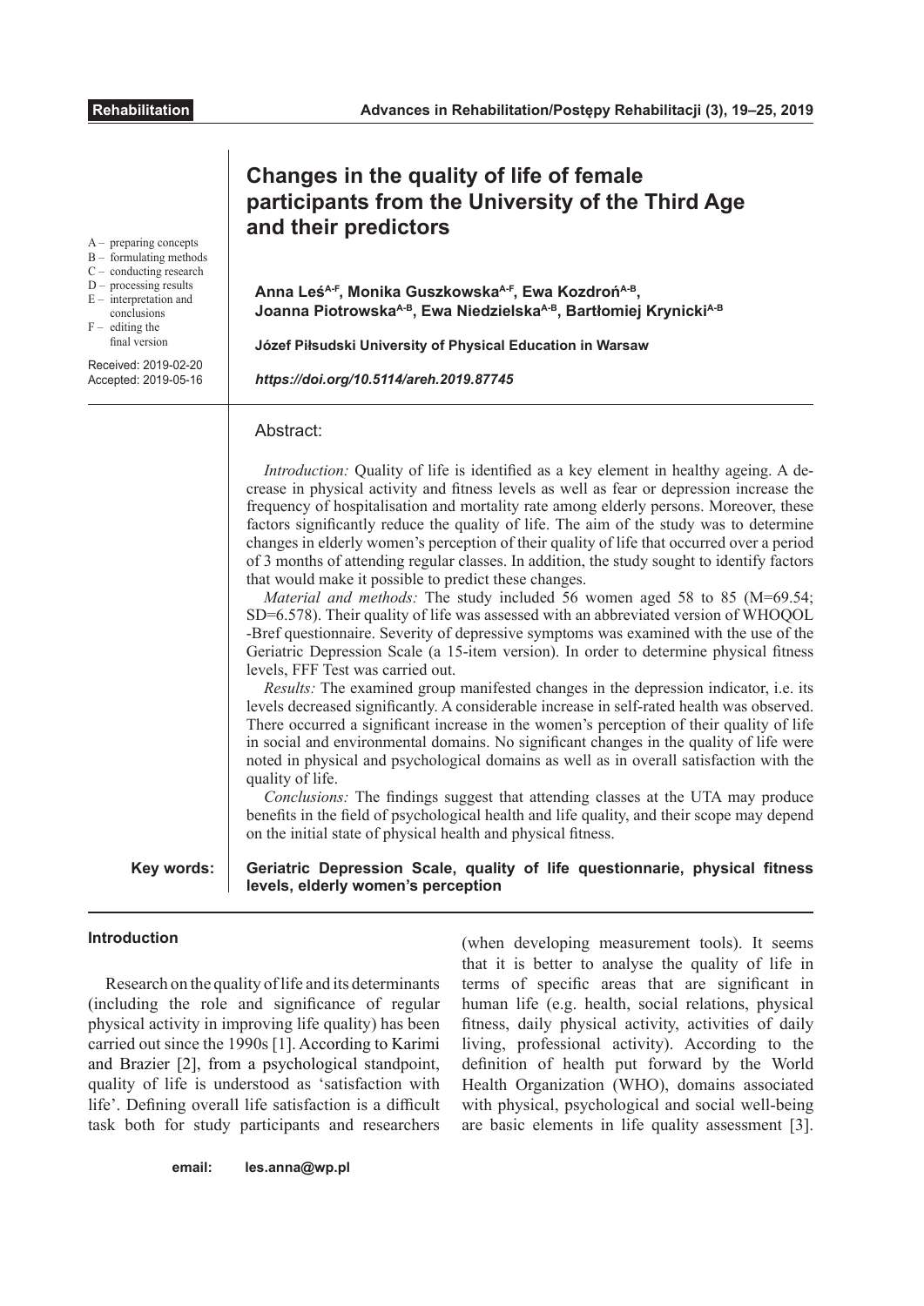# Changes in the quality of life of female participants from the University of the Third Age and their predictors

**Anna Leś[A-F], Monika Guszkowska[A-F], Ewa Kozdroń[A-B], Joanna Piotrowska[A-B], Ewa Niedzielska[A-B], Bartłomiej Krynicki[A-B]**

**Józef Piłsudski University of Physical Education in Warsaw**

***https://doi.org/10.5114/areh.2019.87745***

A – preparing concepts
B – formulating methods
C – conducting research
D – processing results
E – interpretation and conclusions
F – editing the final version

Received: 2019-02-20
Accepted: 2019-05-16

## Abstract:

*Introduction:* Quality of life is identified as a key element in healthy ageing. A decrease in physical activity and fitness levels as well as fear or depression increase the frequency of hospitalisation and mortality rate among elderly persons. Moreover, these factors significantly reduce the quality of life. The aim of the study was to determine changes in elderly women's perception of their quality of life that occurred over a period of 3 months of attending regular classes. In addition, the study sought to identify factors that would make it possible to predict these changes.

*Material and methods:* The study included 56 women aged 58 to 85 (M=69.54; SD=6.578). Their quality of life was assessed with an abbreviated version of WHOQOL -Bref questionnaire. Severity of depressive symptoms was examined with the use of the Geriatric Depression Scale (a 15-item version). In order to determine physical fitness levels, FFF Test was carried out.

*Results:* The examined group manifested changes in the depression indicator, i.e. its levels decreased significantly. A considerable increase in self-rated health was observed. There occurred a significant increase in the women's perception of their quality of life in social and environmental domains. No significant changes in the quality of life were noted in physical and psychological domains as well as in overall satisfaction with the quality of life.

*Conclusions:* The findings suggest that attending classes at the UTA may produce benefits in the field of psychological health and life quality, and their scope may depend on the initial state of physical health and physical fitness.

**Key words:** **Geriatric Depression Scale, quality of life questionnarie, physical fitness levels, elderly women's perception**

## Introduction

Research on the quality of life and its determinants (including the role and significance of regular physical activity in improving life quality) has been carried out since the 1990s [1]. According to Karimi and Brazier [2], from a psychological standpoint, quality of life is understood as 'satisfaction with life'. Defining overall life satisfaction is a difficult task both for study participants and researchers (when developing measurement tools). It seems that it is better to analyse the quality of life in terms of specific areas that are significant in human life (e.g. health, social relations, physical fitness, daily physical activity, activities of daily living, professional activity). According to the definition of health put forward by the World Health Organization (WHO), domains associated with physical, psychological and social well-being are basic elements in life quality assessment [3].

**email:** **les.anna@wp.pl**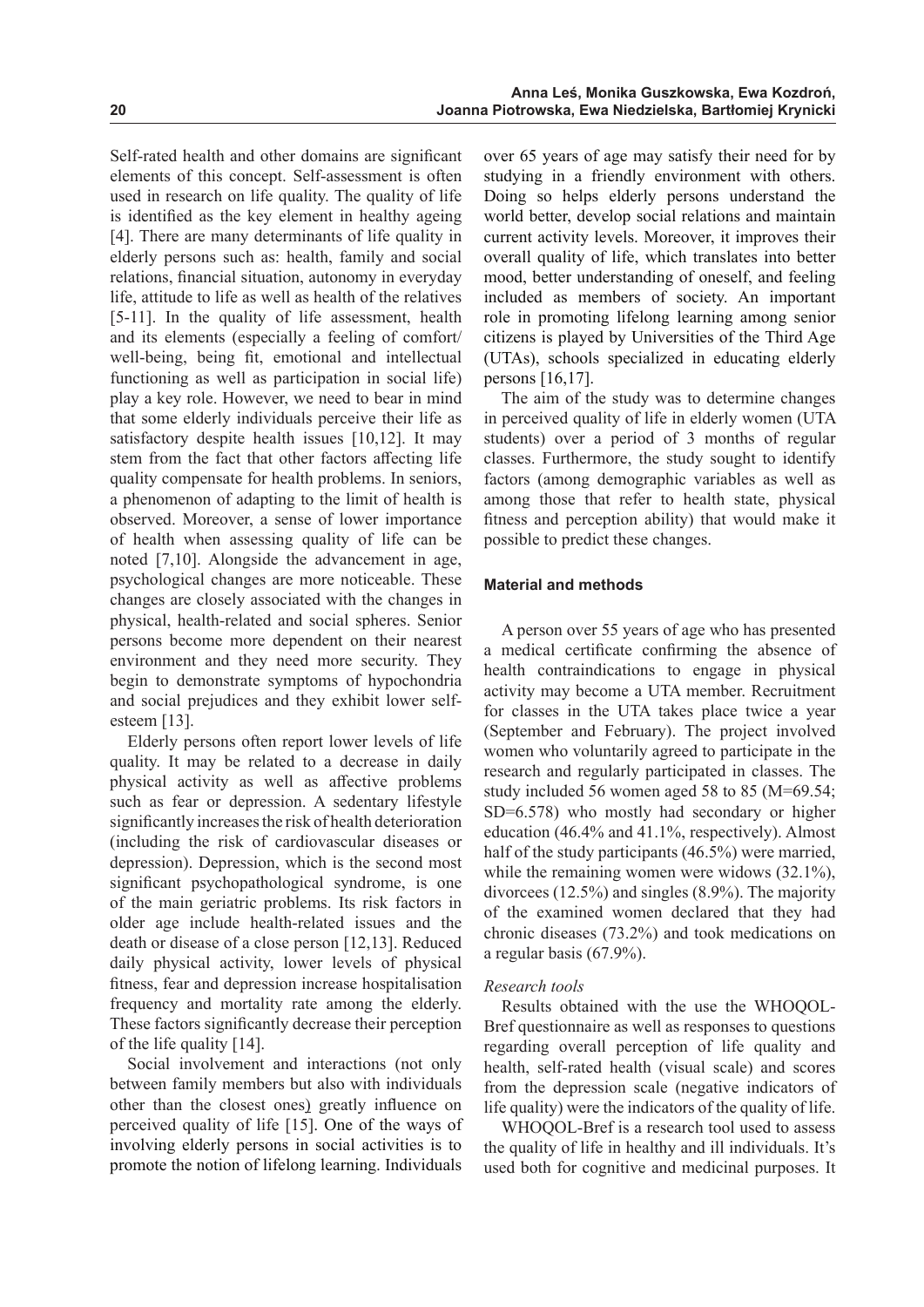Self-rated health and other domains are significant elements of this concept. Self-assessment is often used in research on life quality. The quality of life is identified as the key element in healthy ageing [4]. There are many determinants of life quality in elderly persons such as: health, family and social relations, financial situation, autonomy in everyday life, attitude to life as well as health of the relatives [5-11]. In the quality of life assessment, health and its elements (especially a feeling of comfort/well-being, being fit, emotional and intellectual functioning as well as participation in social life) play a key role. However, we need to bear in mind that some elderly individuals perceive their life as satisfactory despite health issues [10,12]. It may stem from the fact that other factors affecting life quality compensate for health problems. In seniors, a phenomenon of adapting to the limit of health is observed. Moreover, a sense of lower importance of health when assessing quality of life can be noted [7,10]. Alongside the advancement in age, psychological changes are more noticeable. These changes are closely associated with the changes in physical, health-related and social spheres. Senior persons become more dependent on their nearest environment and they need more security. They begin to demonstrate symptoms of hypochondria and social prejudices and they exhibit lower self-esteem [13].

Elderly persons often report lower levels of life quality. It may be related to a decrease in daily physical activity as well as affective problems such as fear or depression. A sedentary lifestyle significantly increases the risk of health deterioration (including the risk of cardiovascular diseases or depression). Depression, which is the second most significant psychopathological syndrome, is one of the main geriatric problems. Its risk factors in older age include health-related issues and the death or disease of a close person [12,13]. Reduced daily physical activity, lower levels of physical fitness, fear and depression increase hospitalisation frequency and mortality rate among the elderly. These factors significantly decrease their perception of the life quality [14].

Social involvement and interactions (not only between family members but also with individuals other than the closest ones) greatly influence on perceived quality of life [15]. One of the ways of involving elderly persons in social activities is to promote the notion of lifelong learning. Individuals over 65 years of age may satisfy their need for by studying in a friendly environment with others. Doing so helps elderly persons understand the world better, develop social relations and maintain current activity levels. Moreover, it improves their overall quality of life, which translates into better mood, better understanding of oneself, and feeling included as members of society. An important role in promoting lifelong learning among senior citizens is played by Universities of the Third Age (UTAs), schools specialized in educating elderly persons [16,17].

The aim of the study was to determine changes in perceived quality of life in elderly women (UTA students) over a period of 3 months of regular classes. Furthermore, the study sought to identify factors (among demographic variables as well as among those that refer to health state, physical fitness and perception ability) that would make it possible to predict these changes.

## Material and methods

A person over 55 years of age who has presented a medical certificate confirming the absence of health contraindications to engage in physical activity may become a UTA member. Recruitment for classes in the UTA takes place twice a year (September and February). The project involved women who voluntarily agreed to participate in the research and regularly participated in classes. The study included 56 women aged 58 to 85 (M=69.54; SD=6.578) who mostly had secondary or higher education (46.4% and 41.1%, respectively). Almost half of the study participants (46.5%) were married, while the remaining women were widows (32.1%), divorcees (12.5%) and singles (8.9%). The majority of the examined women declared that they had chronic diseases (73.2%) and took medications on a regular basis (67.9%).

### *Research tools*

Results obtained with the use the WHOQOL-Bref questionnaire as well as responses to questions regarding overall perception of life quality and health, self-rated health (visual scale) and scores from the depression scale (negative indicators of life quality) were the indicators of the quality of life.

WHOQOL-Bref is a research tool used to assess the quality of life in healthy and ill individuals. It's used both for cognitive and medicinal purposes. It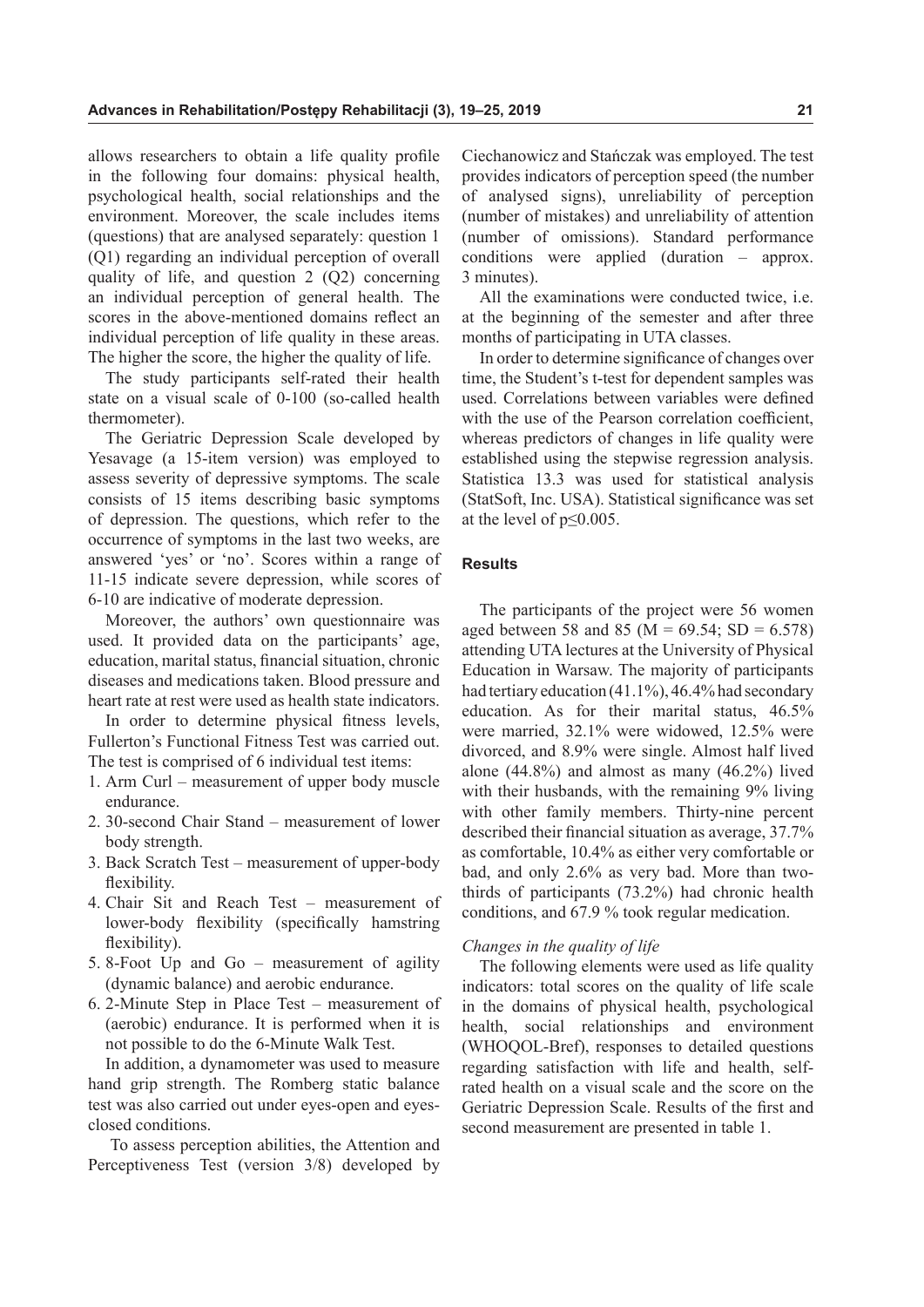allows researchers to obtain a life quality profile in the following four domains: physical health, psychological health, social relationships and the environment. Moreover, the scale includes items (questions) that are analysed separately: question 1 (Q1) regarding an individual perception of overall quality of life, and question 2 (Q2) concerning an individual perception of general health. The scores in the above-mentioned domains reflect an individual perception of life quality in these areas. The higher the score, the higher the quality of life.

The study participants self-rated their health state on a visual scale of 0-100 (so-called health thermometer).

The Geriatric Depression Scale developed by Yesavage (a 15-item version) was employed to assess severity of depressive symptoms. The scale consists of 15 items describing basic symptoms of depression. The questions, which refer to the occurrence of symptoms in the last two weeks, are answered 'yes' or 'no'. Scores within a range of 11-15 indicate severe depression, while scores of 6-10 are indicative of moderate depression.

Moreover, the authors' own questionnaire was used. It provided data on the participants' age, education, marital status, financial situation, chronic diseases and medications taken. Blood pressure and heart rate at rest were used as health state indicators.

In order to determine physical fitness levels, Fullerton's Functional Fitness Test was carried out. The test is comprised of 6 individual test items:

1. Arm Curl – measurement of upper body muscle endurance.
2. 30-second Chair Stand – measurement of lower body strength.
3. Back Scratch Test – measurement of upper-body flexibility.
4. Chair Sit and Reach Test – measurement of lower-body flexibility (specifically hamstring flexibility).
5. 8-Foot Up and Go – measurement of agility (dynamic balance) and aerobic endurance.
6. 2-Minute Step in Place Test – measurement of (aerobic) endurance. It is performed when it is not possible to do the 6-Minute Walk Test.

In addition, a dynamometer was used to measure hand grip strength. The Romberg static balance test was also carried out under eyes-open and eyes-closed conditions.

To assess perception abilities, the Attention and Perceptiveness Test (version 3/8) developed by Ciechanowicz and Stańczak was employed. The test provides indicators of perception speed (the number of analysed signs), unreliability of perception (number of mistakes) and unreliability of attention (number of omissions). Standard performance conditions were applied (duration – approx. 3 minutes).

All the examinations were conducted twice, i.e. at the beginning of the semester and after three months of participating in UTA classes.

In order to determine significance of changes over time, the Student's t-test for dependent samples was used. Correlations between variables were defined with the use of the Pearson correlation coefficient, whereas predictors of changes in life quality were established using the stepwise regression analysis. Statistica 13.3 was used for statistical analysis (StatSoft, Inc. USA). Statistical significance was set at the level of $p \leq 0.005$.

## Results

The participants of the project were 56 women aged between 58 and 85 ($M = 69.54$; $SD = 6.578$) attending UTA lectures at the University of Physical Education in Warsaw. The majority of participants had tertiary education (41.1%), 46.4% had secondary education. As for their marital status, 46.5% were married, 32.1% were widowed, 12.5% were divorced, and 8.9% were single. Almost half lived alone (44.8%) and almost as many (46.2%) lived with their husbands, with the remaining 9% living with other family members. Thirty-nine percent described their financial situation as average, 37.7% as comfortable, 10.4% as either very comfortable or bad, and only 2.6% as very bad. More than two-thirds of participants (73.2%) had chronic health conditions, and 67.9 % took regular medication.

### *Changes in the quality of life*

The following elements were used as life quality indicators: total scores on the quality of life scale in the domains of physical health, psychological health, social relationships and environment (WHOQOL-Bref), responses to detailed questions regarding satisfaction with life and health, self-rated health on a visual scale and the score on the Geriatric Depression Scale. Results of the first and second measurement are presented in table 1.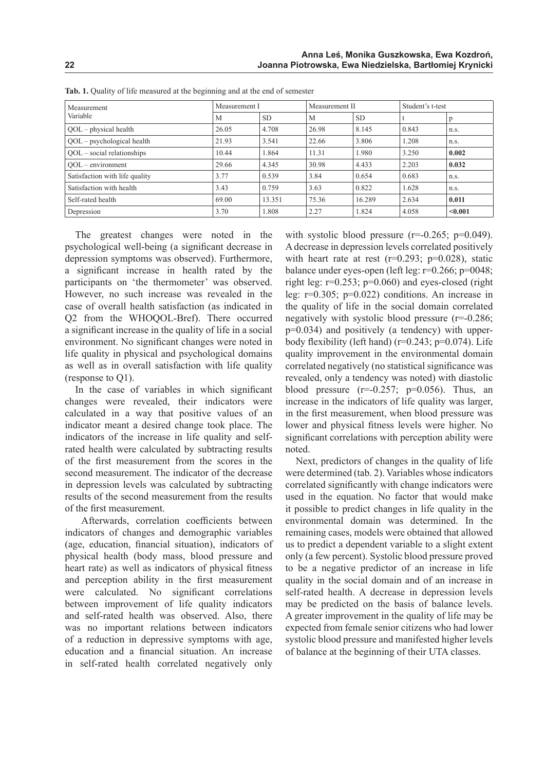**Tab. 1.** Quality of life measured at the beginning and at the end of semester

| Measurement<br>Variable | Measurement I | | Measurement II | | Student's t-test | |
|---|---|---|---|---|---|---|
| | M | SD | M | SD | t | p |
| QOL – physical health | 26.05 | 4.708 | 26.98 | 8.145 | 0.843 | n.s. |
| QOL – psychological health | 21.93 | 3.541 | 22.66 | 3.806 | 1.208 | n.s. |
| QOL – social relationships | 10.44 | 1.864 | 11.31 | 1.980 | 3.250 | **0.002** |
| QOL – environment | 29.66 | 4.345 | 30.98 | 4.433 | 2.203 | **0.032** |
| Satisfaction with life quality | 3.77 | 0.539 | 3.84 | 0.654 | 0.683 | n.s. |
| Satisfaction with health | 3.43 | 0.759 | 3.63 | 0.822 | 1.628 | n.s. |
| Self-rated health | 69.00 | 13.351 | 75.36 | 16.289 | 2.634 | **0.011** |
| Depression | 3.70 | 1.808 | 2.27 | 1.824 | 4.058 | **<0.001** |

The greatest changes were noted in the psychological well-being (a significant decrease in depression symptoms was observed). Furthermore, a significant increase in health rated by the participants on 'the thermometer' was observed. However, no such increase was revealed in the case of overall health satisfaction (as indicated in Q2 from the WHOQOL-Bref). There occurred a significant increase in the quality of life in a social environment. No significant changes were noted in life quality in physical and psychological domains as well as in overall satisfaction with life quality (response to Q1).

In the case of variables in which significant changes were revealed, their indicators were calculated in a way that positive values of an indicator meant a desired change took place. The indicators of the increase in life quality and self-rated health were calculated by subtracting results of the first measurement from the scores in the second measurement. The indicator of the decrease in depression levels was calculated by subtracting results of the second measurement from the results of the first measurement.

Afterwards, correlation coefficients between indicators of changes and demographic variables (age, education, financial situation), indicators of physical health (body mass, blood pressure and heart rate) as well as indicators of physical fitness and perception ability in the first measurement were calculated. No significant correlations between improvement of life quality indicators and self-rated health was observed. Also, there was no important relations between indicators of a reduction in depressive symptoms with age, education and a financial situation. An increase in self-rated health correlated negatively only with systolic blood pressure ($r=-0.265$; $p=0.049$). A decrease in depression levels correlated positively with heart rate at rest ($r=0.293$; $p=0.028$), static balance under eyes-open (left leg: $r=0.266$; $p=0048$; right leg: $r=0.253$; $p=0.060$) and eyes-closed (right leg: $r=0.305$; $p=0.022$) conditions. An increase in the quality of life in the social domain correlated negatively with systolic blood pressure ($r=-0.286$; $p=0.034$) and positively (a tendency) with upper-body flexibility (left hand) ($r=0.243$; $p=0.074$). Life quality improvement in the environmental domain correlated negatively (no statistical significance was revealed, only a tendency was noted) with diastolic blood pressure ($r=-0.257$; $p=0.056$). Thus, an increase in the indicators of life quality was larger, in the first measurement, when blood pressure was lower and physical fitness levels were higher. No significant correlations with perception ability were noted.

Next, predictors of changes in the quality of life were determined (tab. 2). Variables whose indicators correlated significantly with change indicators were used in the equation. No factor that would make it possible to predict changes in life quality in the environmental domain was determined. In the remaining cases, models were obtained that allowed us to predict a dependent variable to a slight extent only (a few percent). Systolic blood pressure proved to be a negative predictor of an increase in life quality in the social domain and of an increase in self-rated health. A decrease in depression levels may be predicted on the basis of balance levels. A greater improvement in the quality of life may be expected from female senior citizens who had lower systolic blood pressure and manifested higher levels of balance at the beginning of their UTA classes.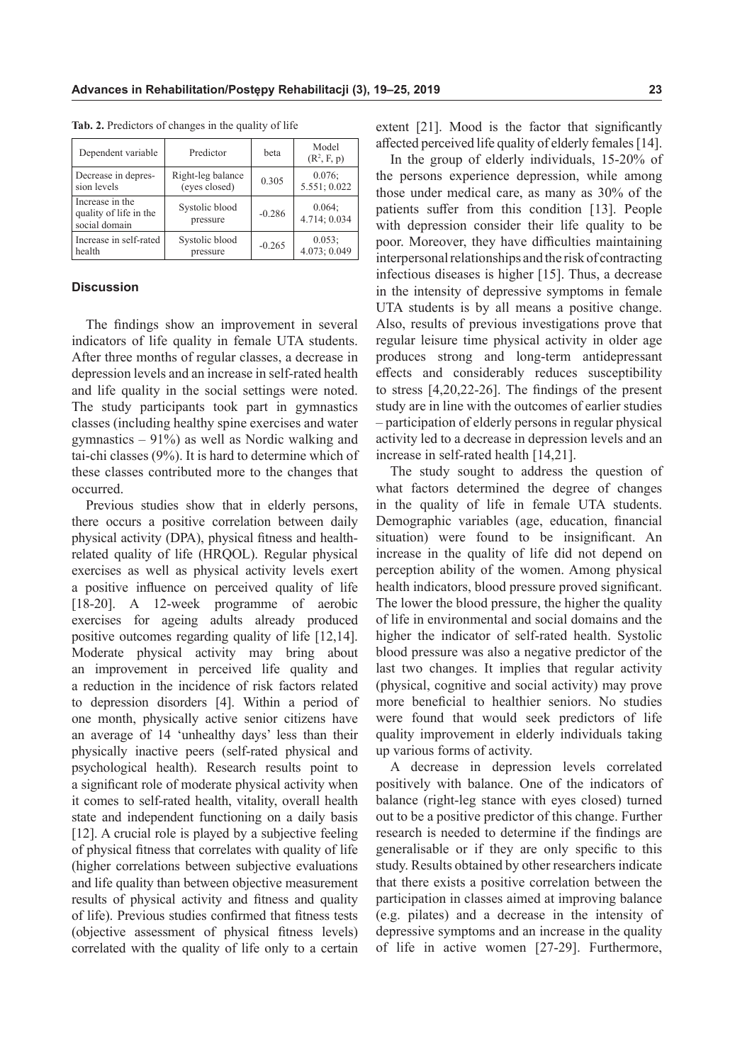**Tab. 2.** Predictors of changes in the quality of life

| Dependent variable | Predictor | beta | Model ($R^2$, F, p) |
|---|---|---|---|
| Decrease in depression levels | Right-leg balance (eyes closed) | 0.305 | 0.076; 5.551; 0.022 |
| Increase in the quality of life in the social domain | Systolic blood pressure | -0.286 | 0.064; 4.714; 0.034 |
| Increase in self-rated health | Systolic blood pressure | -0.265 | 0.053; 4.073; 0.049 |

### Discussion

The findings show an improvement in several indicators of life quality in female UTA students. After three months of regular classes, a decrease in depression levels and an increase in self-rated health and life quality in the social settings were noted. The study participants took part in gymnastics classes (including healthy spine exercises and water gymnastics – 91%) as well as Nordic walking and tai-chi classes (9%). It is hard to determine which of these classes contributed more to the changes that occurred.

Previous studies show that in elderly persons, there occurs a positive correlation between daily physical activity (DPA), physical fitness and health-related quality of life (HRQOL). Regular physical exercises as well as physical activity levels exert a positive influence on perceived quality of life [18-20]. A 12-week programme of aerobic exercises for ageing adults already produced positive outcomes regarding quality of life [12,14]. Moderate physical activity may bring about an improvement in perceived life quality and a reduction in the incidence of risk factors related to depression disorders [4]. Within a period of one month, physically active senior citizens have an average of 14 'unhealthy days' less than their physically inactive peers (self-rated physical and psychological health). Research results point to a significant role of moderate physical activity when it comes to self-rated health, vitality, overall health state and independent functioning on a daily basis [12]. A crucial role is played by a subjective feeling of physical fitness that correlates with quality of life (higher correlations between subjective evaluations and life quality than between objective measurement results of physical activity and fitness and quality of life). Previous studies confirmed that fitness tests (objective assessment of physical fitness levels) correlated with the quality of life only to a certain extent [21]. Mood is the factor that significantly affected perceived life quality of elderly females [14].

In the group of elderly individuals, 15-20% of the persons experience depression, while among those under medical care, as many as 30% of the patients suffer from this condition [13]. People with depression consider their life quality to be poor. Moreover, they have difficulties maintaining interpersonal relationships and the risk of contracting infectious diseases is higher [15]. Thus, a decrease in the intensity of depressive symptoms in female UTA students is by all means a positive change. Also, results of previous investigations prove that regular leisure time physical activity in older age produces strong and long-term antidepressant effects and considerably reduces susceptibility to stress [4,20,22-26]. The findings of the present study are in line with the outcomes of earlier studies – participation of elderly persons in regular physical activity led to a decrease in depression levels and an increase in self-rated health [14,21].

The study sought to address the question of what factors determined the degree of changes in the quality of life in female UTA students. Demographic variables (age, education, financial situation) were found to be insignificant. An increase in the quality of life did not depend on perception ability of the women. Among physical health indicators, blood pressure proved significant. The lower the blood pressure, the higher the quality of life in environmental and social domains and the higher the indicator of self-rated health. Systolic blood pressure was also a negative predictor of the last two changes. It implies that regular activity (physical, cognitive and social activity) may prove more beneficial to healthier seniors. No studies were found that would seek predictors of life quality improvement in elderly individuals taking up various forms of activity.

A decrease in depression levels correlated positively with balance. One of the indicators of balance (right-leg stance with eyes closed) turned out to be a positive predictor of this change. Further research is needed to determine if the findings are generalisable or if they are only specific to this study. Results obtained by other researchers indicate that there exists a positive correlation between the participation in classes aimed at improving balance (e.g. pilates) and a decrease in the intensity of depressive symptoms and an increase in the quality of life in active women [27-29]. Furthermore,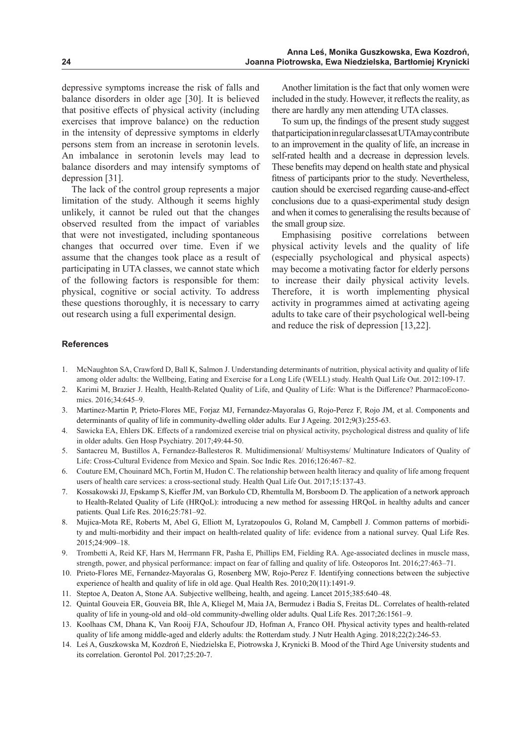depressive symptoms increase the risk of falls and balance disorders in older age [30]. It is believed that positive effects of physical activity (including exercises that improve balance) on the reduction in the intensity of depressive symptoms in elderly persons stem from an increase in serotonin levels. An imbalance in serotonin levels may lead to balance disorders and may intensify symptoms of depression [31].

The lack of the control group represents a major limitation of the study. Although it seems highly unlikely, it cannot be ruled out that the changes observed resulted from the impact of variables that were not investigated, including spontaneous changes that occurred over time. Even if we assume that the changes took place as a result of participating in UTA classes, we cannot state which of the following factors is responsible for them: physical, cognitive or social activity. To address these questions thoroughly, it is necessary to carry out research using a full experimental design.

Another limitation is the fact that only women were included in the study. However, it reflects the reality, as there are hardly any men attending UTA classes.

To sum up, the findings of the present study suggest that participation in regular classes at UTA may contribute to an improvement in the quality of life, an increase in self-rated health and a decrease in depression levels. These benefits may depend on health state and physical fitness of participants prior to the study. Nevertheless, caution should be exercised regarding cause-and-effect conclusions due to a quasi-experimental study design and when it comes to generalising the results because of the small group size.

Emphasising positive correlations between physical activity levels and the quality of life (especially psychological and physical aspects) may become a motivating factor for elderly persons to increase their daily physical activity levels. Therefore, it is worth implementing physical activity in programmes aimed at activating ageing adults to take care of their psychological well-being and reduce the risk of depression [13,22].

## References

1. McNaughton SA, Crawford D, Ball K, Salmon J. Understanding determinants of nutrition, physical activity and quality of life among older adults: the Wellbeing, Eating and Exercise for a Long Life (WELL) study. Health Qual Life Out. 2012:109-17.
2. Karimi M, Brazier J. Health, Health-Related Quality of Life, and Quality of Life: What is the Difference? PharmacoEconomics. 2016;34:645–9.
3. Martinez-Martin P, Prieto-Flores ME, Forjaz MJ, Fernandez-Mayoralas G, Rojo-Perez F, Rojo JM, et al. Components and determinants of quality of life in community-dwelling older adults. Eur J Ageing. 2012;9(3):255-63.
4. Sawicka EA, Ehlers DK. Effects of a randomized exercise trial on physical activity, psychological distress and quality of life in older adults. Gen Hosp Psychiatry. 2017;49:44-50.
5. Santacreu M, Bustillos A, Fernandez-Ballesteros R. Multidimensional/ Multisystems/ Multinature Indicators of Quality of Life: Cross-Cultural Evidence from Mexico and Spain. Soc Indic Res. 2016;126:467–82.
6. Couture EM, Chouinard MCh, Fortin M, Hudon C. The relationship between health literacy and quality of life among frequent users of health care services: a cross-sectional study. Health Qual Life Out. 2017;15:137-43.
7. Kossakowski JJ, Epskamp S, Kieffer JM, van Borkulo CD, Rhemtulla M, Borsboom D. The application of a network approach to Health-Related Quality of Life (HRQoL): introducing a new method for assessing HRQoL in healthy adults and cancer patients. Qual Life Res. 2016;25:781–92.
8. Mujica-Mota RE, Roberts M, Abel G, Elliott M, Lyratzopoulos G, Roland M, Campbell J. Common patterns of morbidity and multi-morbidity and their impact on health-related quality of life: evidence from a national survey. Qual Life Res. 2015;24:909–18.
9. Trombetti A, Reid KF, Hars M, Herrmann FR, Pasha E, Phillips EM, Fielding RA. Age-associated declines in muscle mass, strength, power, and physical performance: impact on fear of falling and quality of life. Osteoporos Int. 2016;27:463–71.
10. Prieto-Flores ME, Fernandez-Mayoralas G, Rosenberg MW, Rojo-Perez F. Identifying connections between the subjective experience of health and quality of life in old age. Qual Health Res. 2010;20(11):1491-9.
11. Steptoe A, Deaton A, Stone AA. Subjective wellbeing, health, and ageing. Lancet 2015;385:640–48.
12. Quintal Gouveia ER, Gouveia BR, Ihle A, Kliegel M, Maia JA, Bermudez i Badia S, Freitas DL. Correlates of health-related quality of life in young-old and old–old community-dwelling older adults. Qual Life Res. 2017;26:1561–9.
13. Koolhaas CM, Dhana K, Van Rooij FJA, Schoufour JD, Hofman A, Franco OH. Physical activity types and health-related quality of life among middle-aged and elderly adults: the Rotterdam study. J Nutr Health Aging. 2018;22(2):246-53.
14. Leś A, Guszkowska M, Kozdroń E, Niedzielska E, Piotrowska J, Krynicki B. Mood of the Third Age University students and its correlation. Gerontol Pol. 2017;25:20-7.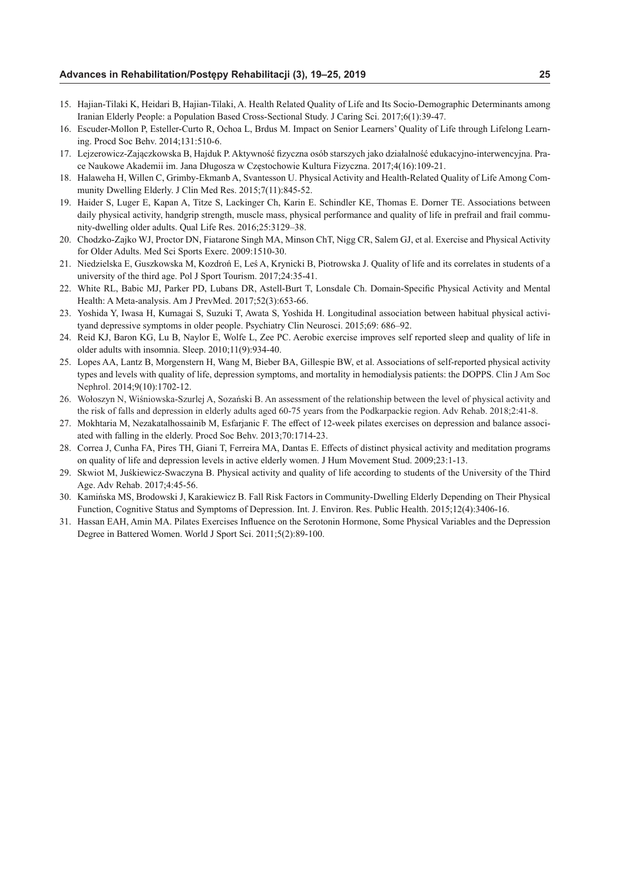15. Hajian-Tilaki K, Heidari B, Hajian-Tilaki, A. Health Related Quality of Life and Its Socio-Demographic Determinants among Iranian Elderly People: a Population Based Cross-Sectional Study. J Caring Sci. 2017;6(1):39-47.
16. Escuder-Mollon P, Esteller-Curto R, Ochoa L, Brdus M. Impact on Senior Learners' Quality of Life through Lifelong Learning. Procd Soc Behv. 2014;131:510-6.
17. Lejzerowicz-Zajączkowska B, Hajduk P. Aktywność fizyczna osób starszych jako działalność edukacyjno-interwencyjna. Prace Naukowe Akademii im. Jana Długosza w Częstochowie Kultura Fizyczna. 2017;4(16):109-21.
18. Halaweha H, Willen C, Grimby-Ekmanb A, Svantesson U. Physical Activity and Health-Related Quality of Life Among Community Dwelling Elderly. J Clin Med Res. 2015;7(11):845-52.
19. Haider S, Luger E, Kapan A, Titze S, Lackinger Ch, Karin E. Schindler KE, Thomas E. Dorner TE. Associations between daily physical activity, handgrip strength, muscle mass, physical performance and quality of life in prefrail and frail community-dwelling older adults. Qual Life Res. 2016;25:3129–38.
20. Chodzko-Zajko WJ, Proctor DN, Fiatarone Singh MA, Minson ChT, Nigg CR, Salem GJ, et al. Exercise and Physical Activity for Older Adults. Med Sci Sports Exerc. 2009:1510-30.
21. Niedzielska E, Guszkowska M, Kozdroń E, Leś A, Krynicki B, Piotrowska J. Quality of life and its correlates in students of a university of the third age. Pol J Sport Tourism. 2017;24:35-41.
22. White RL, Babic MJ, Parker PD, Lubans DR, Astell-Burt T, Lonsdale Ch. Domain-Specific Physical Activity and Mental Health: A Meta-analysis. Am J PrevMed. 2017;52(3):653-66.
23. Yoshida Y, Iwasa H, Kumagai S, Suzuki T, Awata S, Yoshida H. Longitudinal association between habitual physical activityand depressive symptoms in older people. Psychiatry Clin Neurosci. 2015;69: 686–92.
24. Reid KJ, Baron KG, Lu B, Naylor E, Wolfe L, Zee PC. Aerobic exercise improves self reported sleep and quality of life in older adults with insomnia. Sleep. 2010;11(9):934-40.
25. Lopes AA, Lantz B, Morgenstern H, Wang M, Bieber BA, Gillespie BW, et al. Associations of self-reported physical activity types and levels with quality of life, depression symptoms, and mortality in hemodialysis patients: the DOPPS. Clin J Am Soc Nephrol. 2014;9(10):1702-12.
26. Wołoszyn N, Wiśniowska-Szurlej A, Sozański B. An assessment of the relationship between the level of physical activity and the risk of falls and depression in elderly adults aged 60-75 years from the Podkarpackie region. Adv Rehab. 2018;2:41-8.
27. Mokhtaria M, Nezakatalhossainib M, Esfarjanic F. The effect of 12-week pilates exercises on depression and balance associated with falling in the elderly. Procd Soc Behv. 2013;70:1714-23.
28. Correa J, Cunha FA, Pires TH, Giani T, Ferreira MA, Dantas E. Effects of distinct physical activity and meditation programs on quality of life and depression levels in active elderly women. J Hum Movement Stud. 2009;23:1-13.
29. Skwiot M, Juśkiewicz-Swaczyna B. Physical activity and quality of life according to students of the University of the Third Age. Adv Rehab. 2017;4:45-56.
30. Kamińska MS, Brodowski J, Karakiewicz B. Fall Risk Factors in Community-Dwelling Elderly Depending on Their Physical Function, Cognitive Status and Symptoms of Depression. Int. J. Environ. Res. Public Health. 2015;12(4):3406-16.
31. Hassan EAH, Amin MA. Pilates Exercises Influence on the Serotonin Hormone, Some Physical Variables and the Depression Degree in Battered Women. World J Sport Sci. 2011;5(2):89-100.